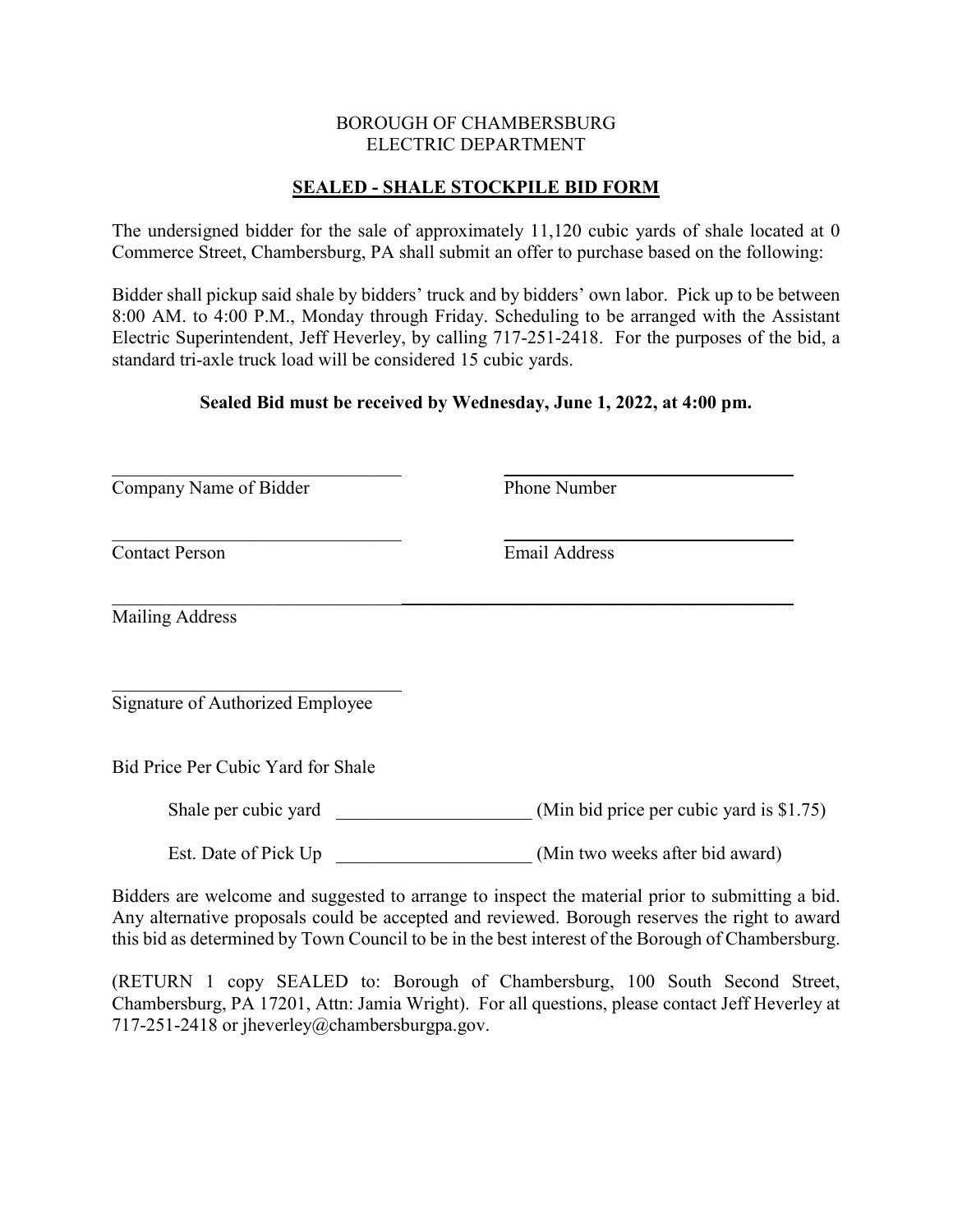BOROUGH OF CHAMBERSBURG
ELECTRIC DEPARTMENT

## SEALED - SHALE STOCKPILE BID FORM

The undersigned bidder for the sale of approximately 11,120 cubic yards of shale located at 0 Commerce Street, Chambersburg, PA shall submit an offer to purchase based on the following:

Bidder shall pickup said shale by bidders' truck and by bidders' own labor. Pick up to be between 8:00 AM. to 4:00 P.M., Monday through Friday. Scheduling to be arranged with the Assistant Electric Superintendent, Jeff Heverley, by calling 717-251-2418. For the purposes of the bid, a standard tri-axle truck load will be considered 15 cubic yards.

**Sealed Bid must be received by Wednesday, June 1, 2022, at 4:00 pm.**

\_\_\_\_\_\_\_\_\_\_\_\_\_\_\_\_\_\_\_\_\_\_\_\_\_\_\_\_\_\_\_\_ \_\_\_\_\_\_\_\_\_\_\_\_\_\_\_\_\_\_\_\_\_\_\_\_\_\_\_\_\_\_\_\_
Company Name of Bidder Phone Number

\_\_\_\_\_\_\_\_\_\_\_\_\_\_\_\_\_\_\_\_\_\_\_\_\_\_\_\_\_\_\_\_ \_\_\_\_\_\_\_\_\_\_\_\_\_\_\_\_\_\_\_\_\_\_\_\_\_\_\_\_\_\_\_\_
Contact Person Email Address

\_\_\_\_\_\_\_\_\_\_\_\_\_\_\_\_\_\_\_\_\_\_\_\_\_\_\_\_\_\_\_\_\_\_\_\_\_\_\_\_\_\_\_\_\_\_\_\_\_\_\_\_\_\_\_\_\_\_\_\_\_\_\_\_
Mailing Address

\_\_\_\_\_\_\_\_\_\_\_\_\_\_\_\_\_\_\_\_\_\_\_\_\_\_\_\_\_\_\_\_
Signature of Authorized Employee

Bid Price Per Cubic Yard for Shale

Shale per cubic yard \_\_\_\_\_\_\_\_\_\_\_\_\_\_\_\_\_\_\_\_\_ (Min bid price per cubic yard is $1.75)

Est. Date of Pick Up \_\_\_\_\_\_\_\_\_\_\_\_\_\_\_\_\_\_\_\_\_ (Min two weeks after bid award)

Bidders are welcome and suggested to arrange to inspect the material prior to submitting a bid. Any alternative proposals could be accepted and reviewed. Borough reserves the right to award this bid as determined by Town Council to be in the best interest of the Borough of Chambersburg.

(RETURN 1 copy SEALED to: Borough of Chambersburg, 100 South Second Street, Chambersburg, PA 17201, Attn: Jamia Wright). For all questions, please contact Jeff Heverley at 717-251-2418 or jheverley@chambersburgpa.gov.